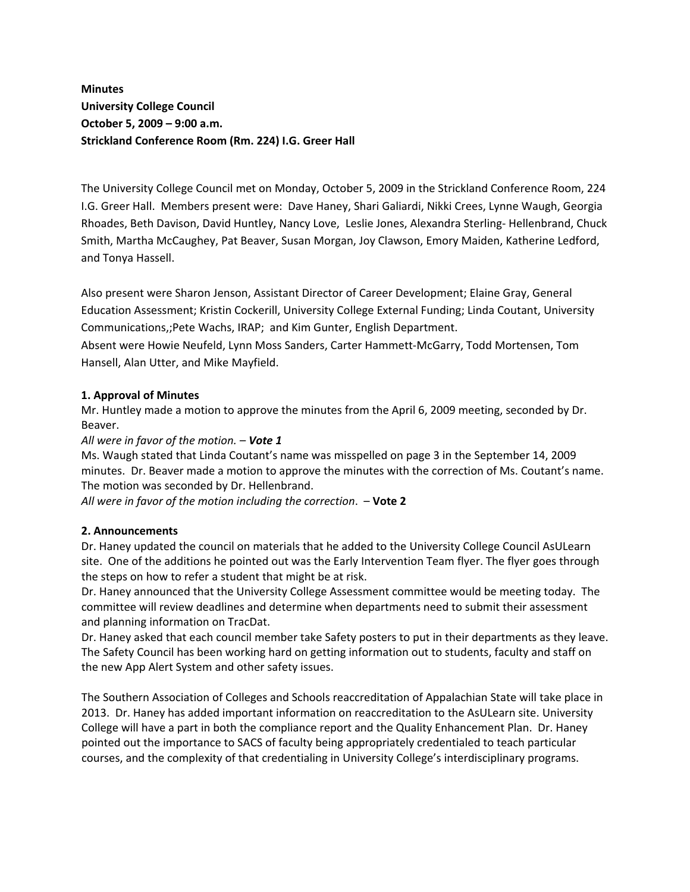**Minutes**
**University College Council**
**October 5, 2009 – 9:00 a.m.**
**Strickland Conference Room (Rm. 224) I.G. Greer Hall**

The University College Council met on Monday, October 5, 2009 in the Strickland Conference Room, 224 I.G. Greer Hall. Members present were: Dave Haney, Shari Galiardi, Nikki Crees, Lynne Waugh, Georgia Rhoades, Beth Davison, David Huntley, Nancy Love, Leslie Jones, Alexandra Sterling- Hellenbrand, Chuck Smith, Martha McCaughey, Pat Beaver, Susan Morgan, Joy Clawson, Emory Maiden, Katherine Ledford, and Tonya Hassell.

Also present were Sharon Jenson, Assistant Director of Career Development; Elaine Gray, General Education Assessment; Kristin Cockerill, University College External Funding; Linda Coutant, University Communications,;Pete Wachs, IRAP; and Kim Gunter, English Department.
Absent were Howie Neufeld, Lynn Moss Sanders, Carter Hammett-McGarry, Todd Mortensen, Tom Hansell, Alan Utter, and Mike Mayfield.

**1. Approval of Minutes**
Mr. Huntley made a motion to approve the minutes from the April 6, 2009 meeting, seconded by Dr. Beaver.
*All were in favor of the motion.* – ***Vote 1***
Ms. Waugh stated that Linda Coutant's name was misspelled on page 3 in the September 14, 2009 minutes. Dr. Beaver made a motion to approve the minutes with the correction of Ms. Coutant's name. The motion was seconded by Dr. Hellenbrand.
*All were in favor of the motion including the correction*. – **Vote 2**

**2. Announcements**
Dr. Haney updated the council on materials that he added to the University College Council AsULearn site. One of the additions he pointed out was the Early Intervention Team flyer. The flyer goes through the steps on how to refer a student that might be at risk.
Dr. Haney announced that the University College Assessment committee would be meeting today. The committee will review deadlines and determine when departments need to submit their assessment and planning information on TracDat.
Dr. Haney asked that each council member take Safety posters to put in their departments as they leave. The Safety Council has been working hard on getting information out to students, faculty and staff on the new App Alert System and other safety issues.

The Southern Association of Colleges and Schools reaccreditation of Appalachian State will take place in 2013. Dr. Haney has added important information on reaccreditation to the AsULearn site. University College will have a part in both the compliance report and the Quality Enhancement Plan. Dr. Haney pointed out the importance to SACS of faculty being appropriately credentialed to teach particular courses, and the complexity of that credentialing in University College's interdisciplinary programs.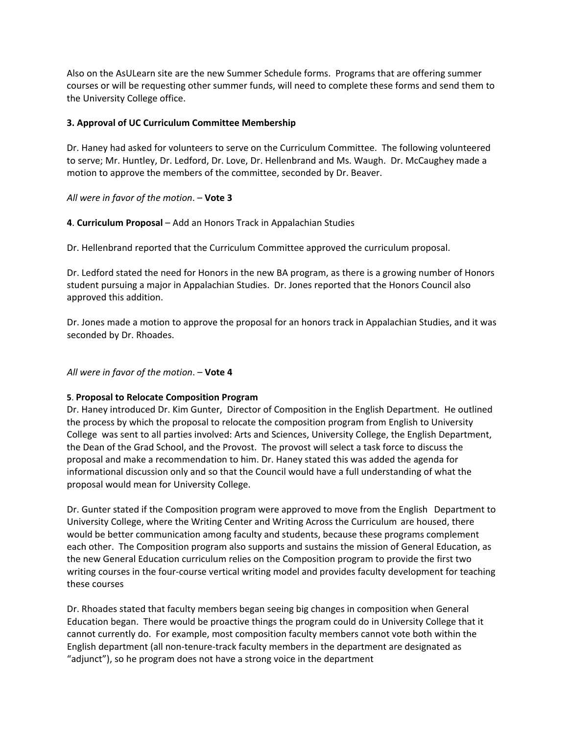Also on the AsULearn site are the new Summer Schedule forms. Programs that are offering summer courses or will be requesting other summer funds, will need to complete these forms and send them to the University College office.

**3. Approval of UC Curriculum Committee Membership**

Dr. Haney had asked for volunteers to serve on the Curriculum Committee. The following volunteered to serve; Mr. Huntley, Dr. Ledford, Dr. Love, Dr. Hellenbrand and Ms. Waugh. Dr. McCaughey made a motion to approve the members of the committee, seconded by Dr. Beaver.

*All were in favor of the motion*. – **Vote 3**

**4**. **Curriculum Proposal** – Add an Honors Track in Appalachian Studies

Dr. Hellenbrand reported that the Curriculum Committee approved the curriculum proposal.

Dr. Ledford stated the need for Honors in the new BA program, as there is a growing number of Honors student pursuing a major in Appalachian Studies. Dr. Jones reported that the Honors Council also approved this addition.

Dr. Jones made a motion to approve the proposal for an honors track in Appalachian Studies, and it was seconded by Dr. Rhoades.

*All were in favor of the motion*. – **Vote 4**

**5**. **Proposal to Relocate Composition Program**

Dr. Haney introduced Dr. Kim Gunter, Director of Composition in the English Department. He outlined the process by which the proposal to relocate the composition program from English to University College was sent to all parties involved: Arts and Sciences, University College, the English Department, the Dean of the Grad School, and the Provost. The provost will select a task force to discuss the proposal and make a recommendation to him. Dr. Haney stated this was added the agenda for informational discussion only and so that the Council would have a full understanding of what the proposal would mean for University College.

Dr. Gunter stated if the Composition program were approved to move from the English Department to University College, where the Writing Center and Writing Across the Curriculum are housed, there would be better communication among faculty and students, because these programs complement each other. The Composition program also supports and sustains the mission of General Education, as the new General Education curriculum relies on the Composition program to provide the first two writing courses in the four-course vertical writing model and provides faculty development for teaching these courses

Dr. Rhoades stated that faculty members began seeing big changes in composition when General Education began. There would be proactive things the program could do in University College that it cannot currently do. For example, most composition faculty members cannot vote both within the English department (all non-tenure-track faculty members in the department are designated as "adjunct"), so he program does not have a strong voice in the department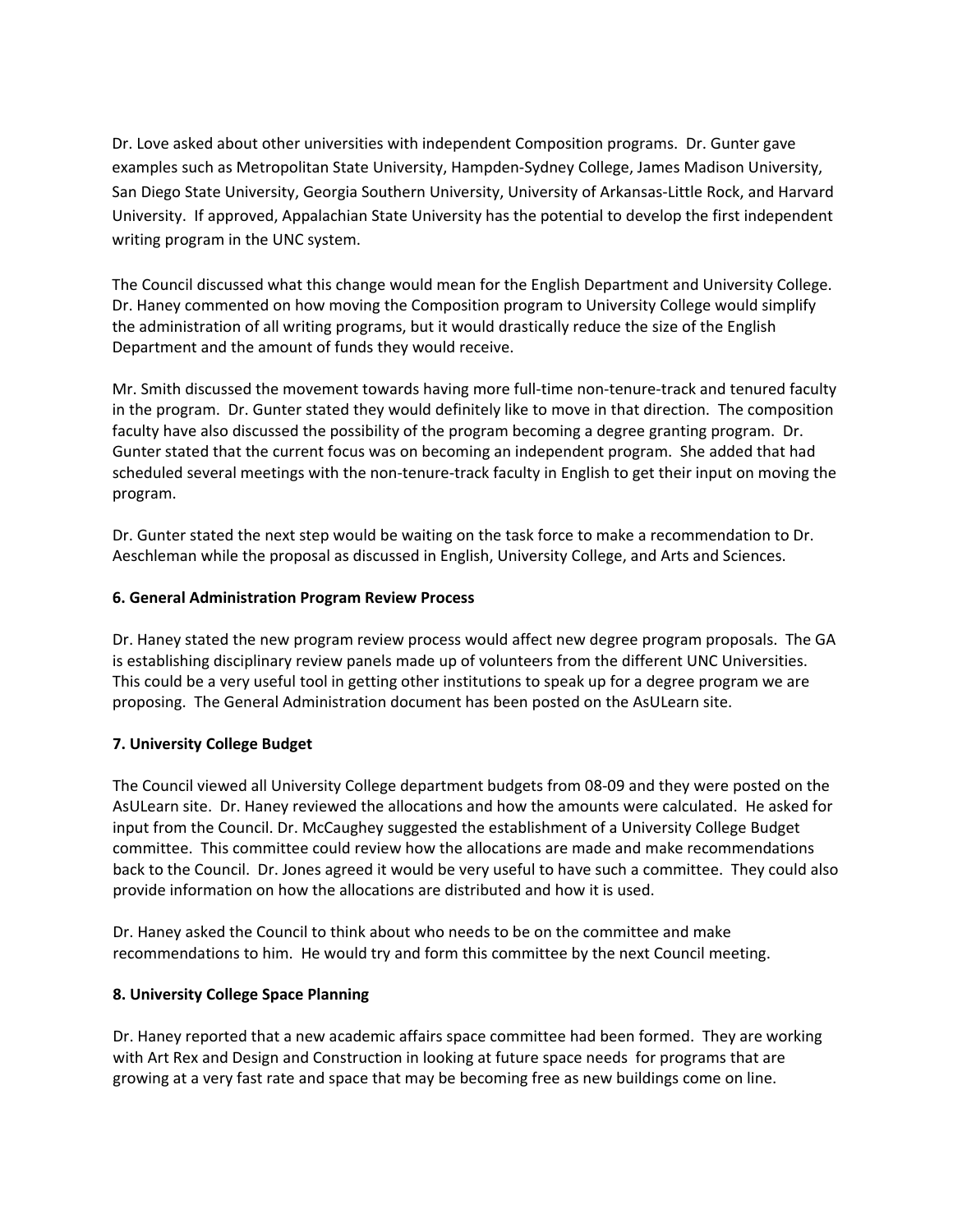Dr. Love asked about other universities with independent Composition programs. Dr. Gunter gave examples such as Metropolitan State University, Hampden-Sydney College, James Madison University, San Diego State University, Georgia Southern University, University of Arkansas-Little Rock, and Harvard University. If approved, Appalachian State University has the potential to develop the first independent writing program in the UNC system.

The Council discussed what this change would mean for the English Department and University College. Dr. Haney commented on how moving the Composition program to University College would simplify the administration of all writing programs, but it would drastically reduce the size of the English Department and the amount of funds they would receive.

Mr. Smith discussed the movement towards having more full-time non-tenure-track and tenured faculty in the program. Dr. Gunter stated they would definitely like to move in that direction. The composition faculty have also discussed the possibility of the program becoming a degree granting program. Dr. Gunter stated that the current focus was on becoming an independent program. She added that had scheduled several meetings with the non-tenure-track faculty in English to get their input on moving the program.

Dr. Gunter stated the next step would be waiting on the task force to make a recommendation to Dr. Aeschleman while the proposal as discussed in English, University College, and Arts and Sciences.

**6. General Administration Program Review Process**

Dr. Haney stated the new program review process would affect new degree program proposals. The GA is establishing disciplinary review panels made up of volunteers from the different UNC Universities. This could be a very useful tool in getting other institutions to speak up for a degree program we are proposing. The General Administration document has been posted on the AsULearn site.

**7. University College Budget**

The Council viewed all University College department budgets from 08-09 and they were posted on the AsULearn site. Dr. Haney reviewed the allocations and how the amounts were calculated. He asked for input from the Council. Dr. McCaughey suggested the establishment of a University College Budget committee. This committee could review how the allocations are made and make recommendations back to the Council. Dr. Jones agreed it would be very useful to have such a committee. They could also provide information on how the allocations are distributed and how it is used.

Dr. Haney asked the Council to think about who needs to be on the committee and make recommendations to him. He would try and form this committee by the next Council meeting.

**8. University College Space Planning**

Dr. Haney reported that a new academic affairs space committee had been formed. They are working with Art Rex and Design and Construction in looking at future space needs for programs that are growing at a very fast rate and space that may be becoming free as new buildings come on line.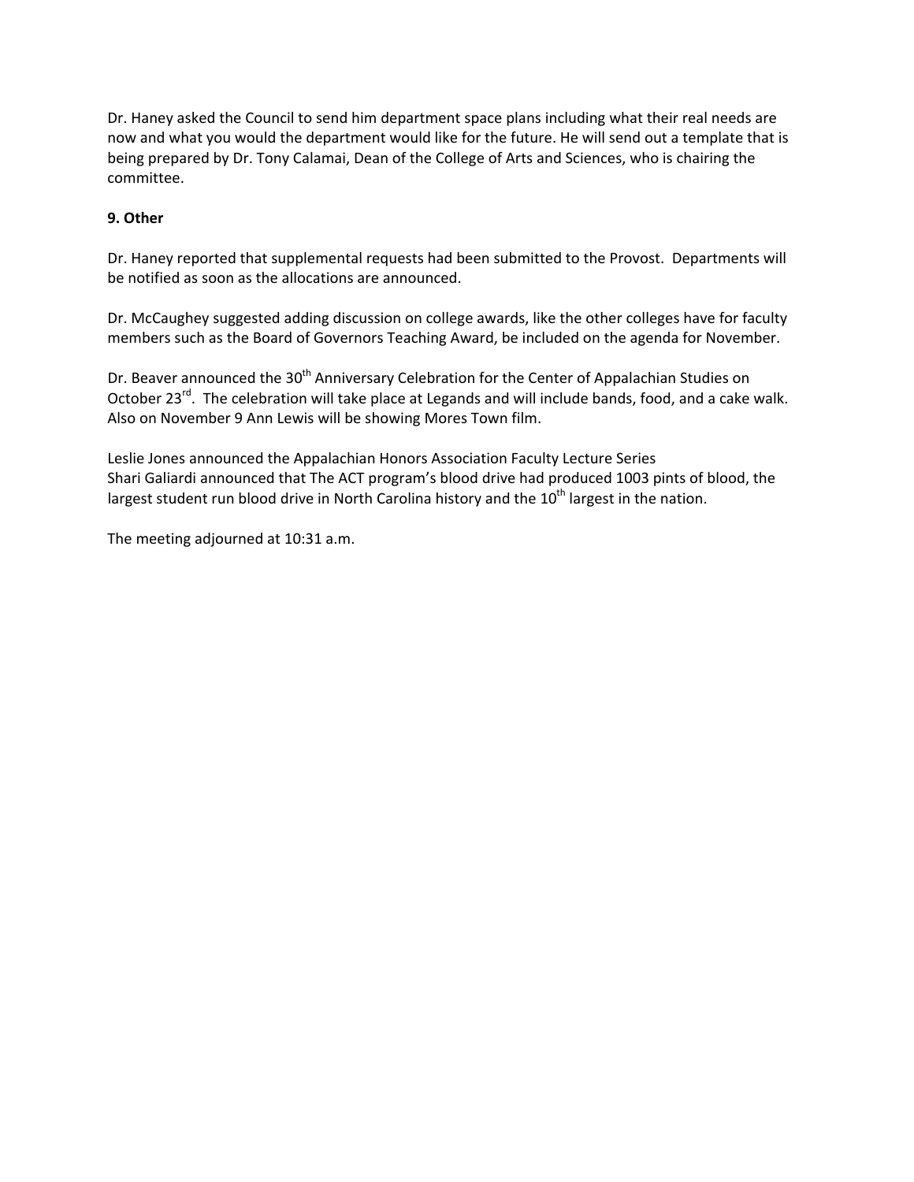Dr. Haney asked the Council to send him department space plans including what their real needs are now and what you would the department would like for the future. He will send out a template that is being prepared by Dr. Tony Calamai, Dean of the College of Arts and Sciences, who is chairing the committee.

**9. Other**

Dr. Haney reported that supplemental requests had been submitted to the Provost. Departments will be notified as soon as the allocations are announced.

Dr. McCaughey suggested adding discussion on college awards, like the other colleges have for faculty members such as the Board of Governors Teaching Award, be included on the agenda for November.

Dr. Beaver announced the 30th Anniversary Celebration for the Center of Appalachian Studies on October 23rd. The celebration will take place at Legands and will include bands, food, and a cake walk. Also on November 9 Ann Lewis will be showing Mores Town film.

Leslie Jones announced the Appalachian Honors Association Faculty Lecture Series
Shari Galiardi announced that The ACT program's blood drive had produced 1003 pints of blood, the largest student run blood drive in North Carolina history and the 10th largest in the nation.

The meeting adjourned at 10:31 a.m.